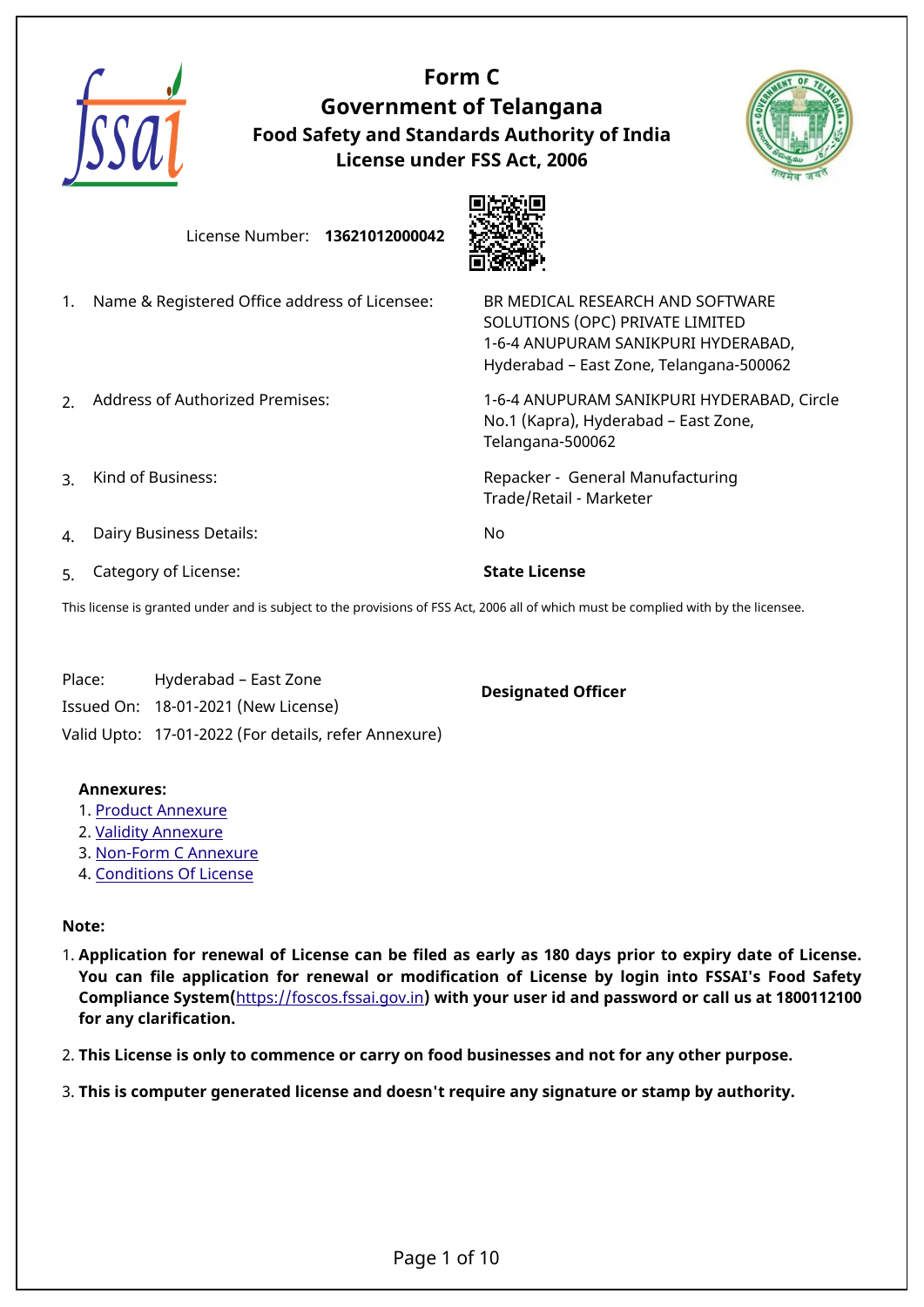# Form C

## Government of Telangana

### Food Safety and Standards Authority of India

### License under FSS Act, 2006

License Number: **13621012000042**

| | | |
|---|---|---|
| 1. | Name & Registered Office address of Licensee: | BR MEDICAL RESEARCH AND SOFTWARE SOLUTIONS (OPC) PRIVATE LIMITED 1-6-4 ANUPURAM SANIKPURI HYDERABAD, Hyderabad – East Zone, Telangana-500062 |
| 2. | Address of Authorized Premises: | 1-6-4 ANUPURAM SANIKPURI HYDERABAD, Circle No.1 (Kapra), Hyderabad – East Zone, Telangana-500062 |
| 3. | Kind of Business: | Repacker - General Manufacturing<br>Trade/Retail - Marketer |
| 4. | Dairy Business Details: | No |
| 5. | Category of License: | **State License** |

This license is granted under and is subject to the provisions of FSS Act, 2006 all of which must be complied with by the licensee.

Place: Hyderabad – East Zone

Issued On: 18-01-2021 (New License)

Valid Upto: 17-01-2022 (For details, refer Annexure)

**Designated Officer**

**Annexures:**

1. Product Annexure
2. Validity Annexure
3. Non-Form C Annexure
4. Conditions Of License

**Note:**

1. **Application for renewal of License can be filed as early as 180 days prior to expiry date of License. You can file application for renewal or modification of License by login into FSSAI's Food Safety Compliance System(https://foscos.fssai.gov.in) with your user id and password or call us at 1800112100 for any clarification.**
2. **This License is only to commence or carry on food businesses and not for any other purpose.**
3. **This is computer generated license and doesn't require any signature or stamp by authority.**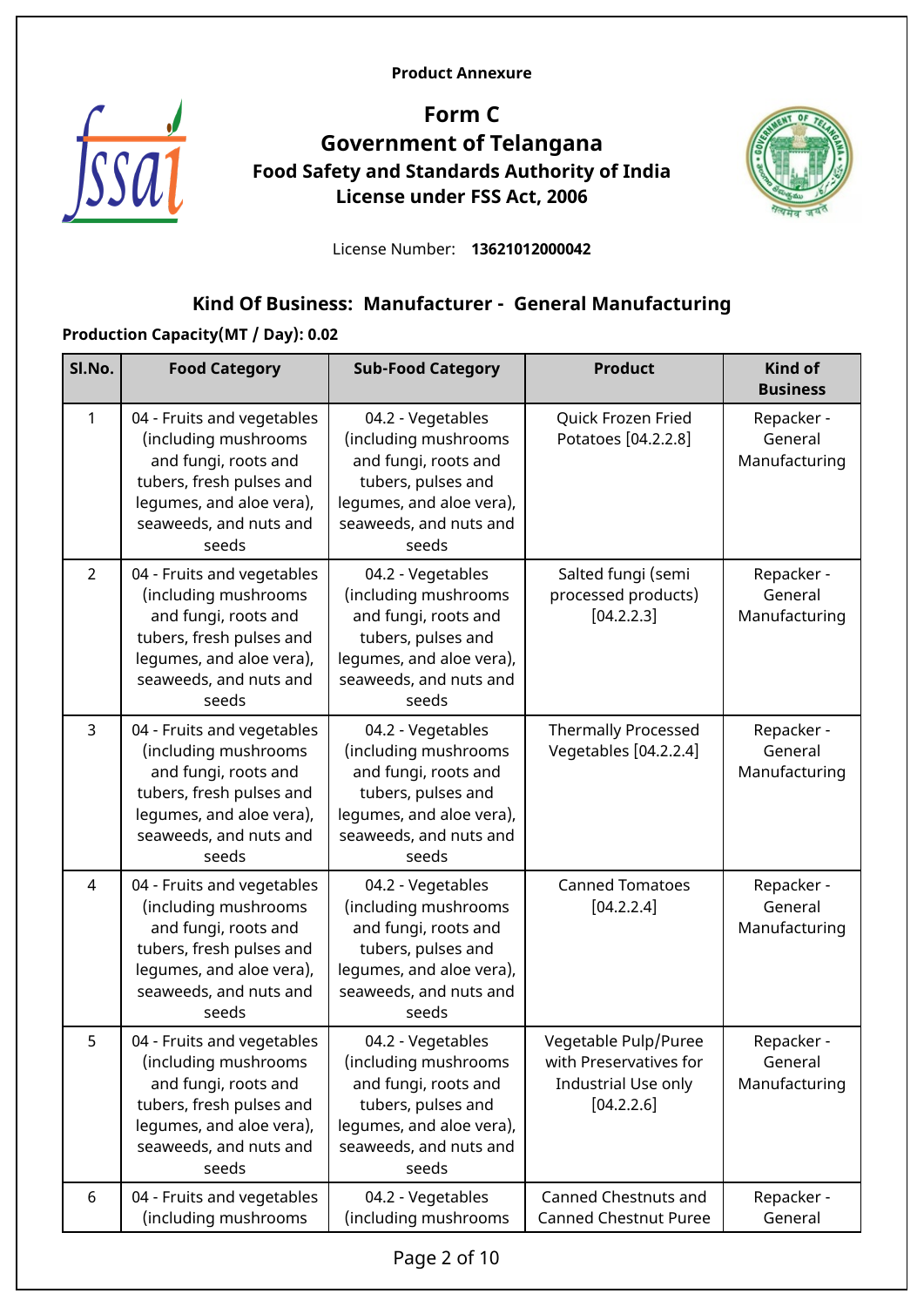**Product Annexure**

# Form C

## Government of Telangana

### Food Safety and Standards Authority of India

### License under FSS Act, 2006

License Number: **13621012000042**

## Kind Of Business: Manufacturer - General Manufacturing

**Production Capacity(MT / Day): 0.02**

| Sl.No. | Food Category | Sub-Food Category | Product | Kind of Business |
|---|---|---|---|---|
| 1 | 04 - Fruits and vegetables (including mushrooms and fungi, roots and tubers, fresh pulses and legumes, and aloe vera), seaweeds, and nuts and seeds | 04.2 - Vegetables (including mushrooms and fungi, roots and tubers, pulses and legumes, and aloe vera), seaweeds, and nuts and seeds | Quick Frozen Fried Potatoes [04.2.2.8] | Repacker - General Manufacturing |
| 2 | 04 - Fruits and vegetables (including mushrooms and fungi, roots and tubers, fresh pulses and legumes, and aloe vera), seaweeds, and nuts and seeds | 04.2 - Vegetables (including mushrooms and fungi, roots and tubers, pulses and legumes, and aloe vera), seaweeds, and nuts and seeds | Salted fungi (semi processed products) [04.2.2.3] | Repacker - General Manufacturing |
| 3 | 04 - Fruits and vegetables (including mushrooms and fungi, roots and tubers, fresh pulses and legumes, and aloe vera), seaweeds, and nuts and seeds | 04.2 - Vegetables (including mushrooms and fungi, roots and tubers, pulses and legumes, and aloe vera), seaweeds, and nuts and seeds | Thermally Processed Vegetables [04.2.2.4] | Repacker - General Manufacturing |
| 4 | 04 - Fruits and vegetables (including mushrooms and fungi, roots and tubers, fresh pulses and legumes, and aloe vera), seaweeds, and nuts and seeds | 04.2 - Vegetables (including mushrooms and fungi, roots and tubers, pulses and legumes, and aloe vera), seaweeds, and nuts and seeds | Canned Tomatoes [04.2.2.4] | Repacker - General Manufacturing |
| 5 | 04 - Fruits and vegetables (including mushrooms and fungi, roots and tubers, fresh pulses and legumes, and aloe vera), seaweeds, and nuts and seeds | 04.2 - Vegetables (including mushrooms and fungi, roots and tubers, pulses and legumes, and aloe vera), seaweeds, and nuts and seeds | Vegetable Pulp/Puree with Preservatives for Industrial Use only [04.2.2.6] | Repacker - General Manufacturing |
| 6 | 04 - Fruits and vegetables (including mushrooms | 04.2 - Vegetables (including mushrooms | Canned Chestnuts and Canned Chestnut Puree | Repacker - General |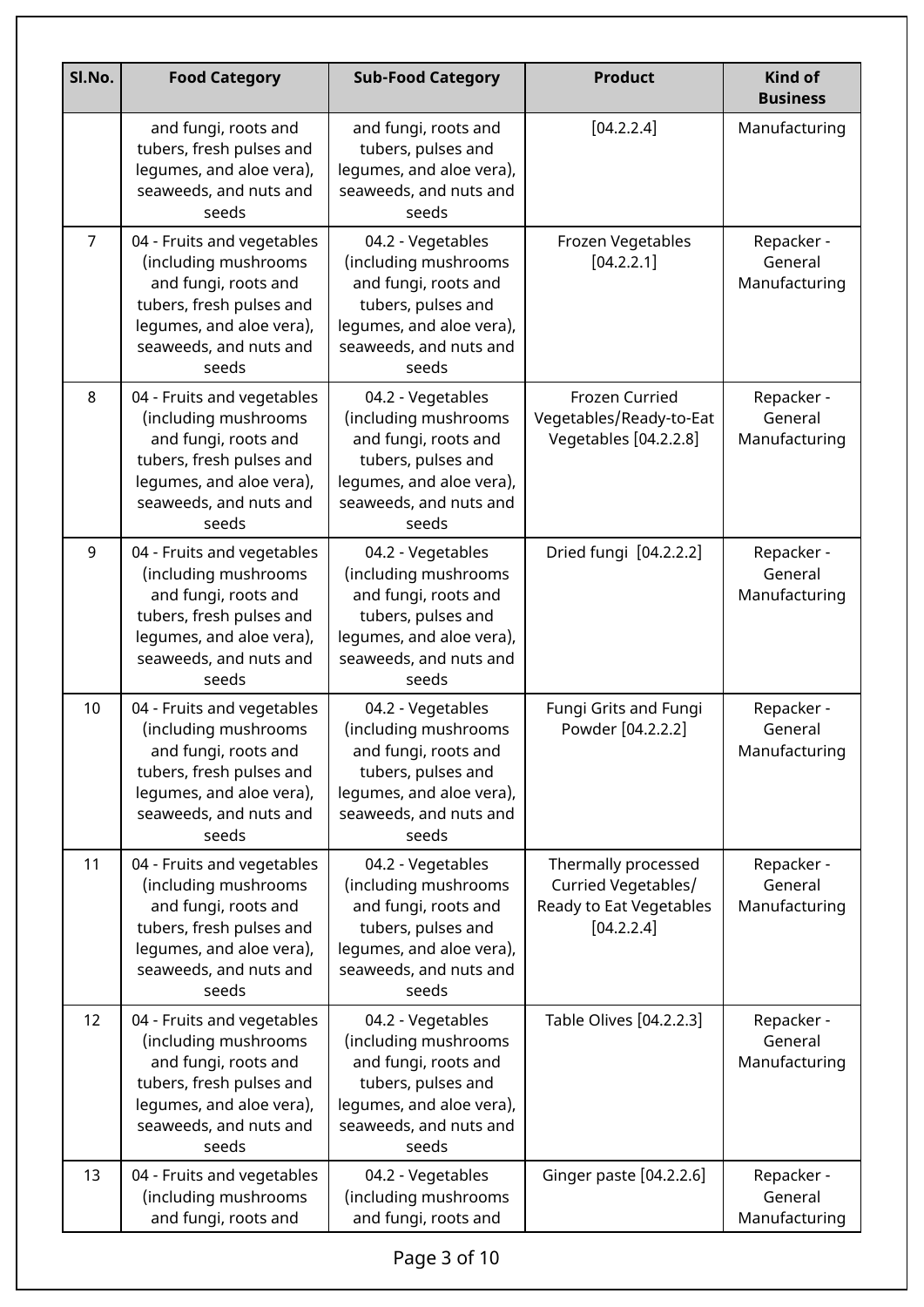| Sl.No. | Food Category | Sub-Food Category | Product | Kind of Business |
|---|---|---|---|---|
| | and fungi, roots and tubers, fresh pulses and legumes, and aloe vera), seaweeds, and nuts and seeds | and fungi, roots and tubers, pulses and legumes, and aloe vera), seaweeds, and nuts and seeds | [04.2.2.4] | Manufacturing |
| 7 | 04 - Fruits and vegetables (including mushrooms and fungi, roots and tubers, fresh pulses and legumes, and aloe vera), seaweeds, and nuts and seeds | 04.2 - Vegetables (including mushrooms and fungi, roots and tubers, pulses and legumes, and aloe vera), seaweeds, and nuts and seeds | Frozen Vegetables [04.2.2.1] | Repacker - General Manufacturing |
| 8 | 04 - Fruits and vegetables (including mushrooms and fungi, roots and tubers, fresh pulses and legumes, and aloe vera), seaweeds, and nuts and seeds | 04.2 - Vegetables (including mushrooms and fungi, roots and tubers, pulses and legumes, and aloe vera), seaweeds, and nuts and seeds | Frozen Curried Vegetables/Ready-to-Eat Vegetables [04.2.2.8] | Repacker - General Manufacturing |
| 9 | 04 - Fruits and vegetables (including mushrooms and fungi, roots and tubers, fresh pulses and legumes, and aloe vera), seaweeds, and nuts and seeds | 04.2 - Vegetables (including mushrooms and fungi, roots and tubers, pulses and legumes, and aloe vera), seaweeds, and nuts and seeds | Dried fungi [04.2.2.2] | Repacker - General Manufacturing |
| 10 | 04 - Fruits and vegetables (including mushrooms and fungi, roots and tubers, fresh pulses and legumes, and aloe vera), seaweeds, and nuts and seeds | 04.2 - Vegetables (including mushrooms and fungi, roots and tubers, pulses and legumes, and aloe vera), seaweeds, and nuts and seeds | Fungi Grits and Fungi Powder [04.2.2.2] | Repacker - General Manufacturing |
| 11 | 04 - Fruits and vegetables (including mushrooms and fungi, roots and tubers, fresh pulses and legumes, and aloe vera), seaweeds, and nuts and seeds | 04.2 - Vegetables (including mushrooms and fungi, roots and tubers, pulses and legumes, and aloe vera), seaweeds, and nuts and seeds | Thermally processed Curried Vegetables/ Ready to Eat Vegetables [04.2.2.4] | Repacker - General Manufacturing |
| 12 | 04 - Fruits and vegetables (including mushrooms and fungi, roots and tubers, fresh pulses and legumes, and aloe vera), seaweeds, and nuts and seeds | 04.2 - Vegetables (including mushrooms and fungi, roots and tubers, pulses and legumes, and aloe vera), seaweeds, and nuts and seeds | Table Olives [04.2.2.3] | Repacker - General Manufacturing |
| 13 | 04 - Fruits and vegetables (including mushrooms and fungi, roots and | 04.2 - Vegetables (including mushrooms and fungi, roots and | Ginger paste [04.2.2.6] | Repacker - General Manufacturing |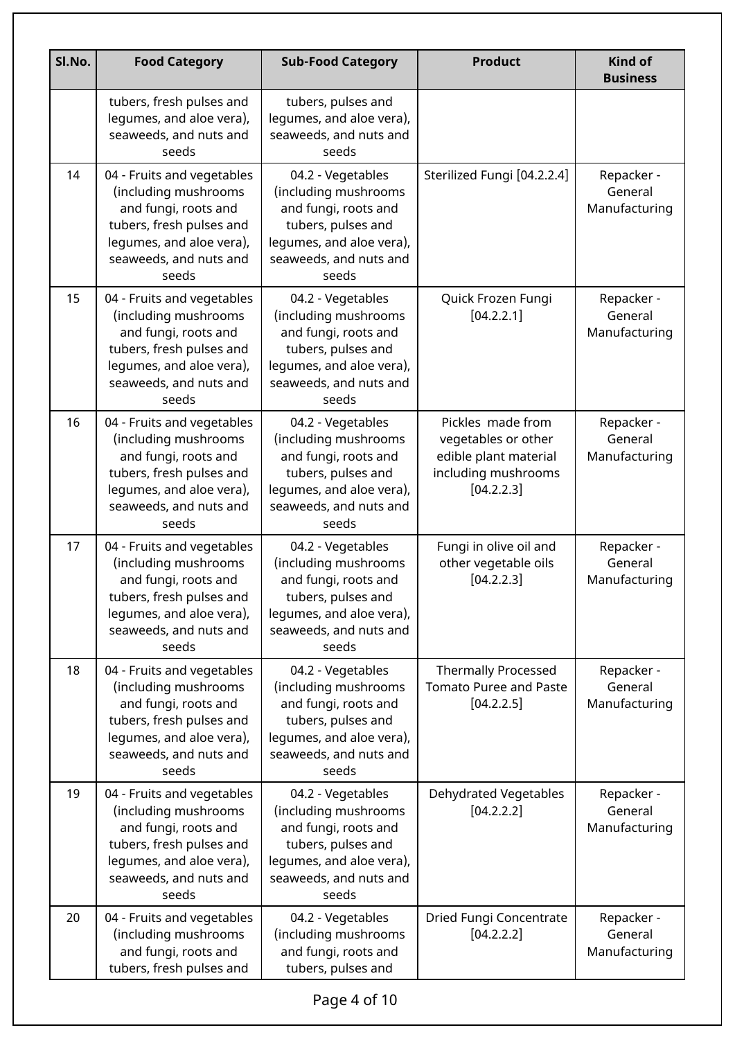| Sl.No. | Food Category | Sub-Food Category | Product | Kind of Business |
|---|---|---|---|---|
| | tubers, fresh pulses and legumes, and aloe vera), seaweeds, and nuts and seeds | tubers, pulses and legumes, and aloe vera), seaweeds, and nuts and seeds | | |
| 14 | 04 - Fruits and vegetables (including mushrooms and fungi, roots and tubers, fresh pulses and legumes, and aloe vera), seaweeds, and nuts and seeds | 04.2 - Vegetables (including mushrooms and fungi, roots and tubers, pulses and legumes, and aloe vera), seaweeds, and nuts and seeds | Sterilized Fungi [04.2.2.4] | Repacker - General Manufacturing |
| 15 | 04 - Fruits and vegetables (including mushrooms and fungi, roots and tubers, fresh pulses and legumes, and aloe vera), seaweeds, and nuts and seeds | 04.2 - Vegetables (including mushrooms and fungi, roots and tubers, pulses and legumes, and aloe vera), seaweeds, and nuts and seeds | Quick Frozen Fungi [04.2.2.1] | Repacker - General Manufacturing |
| 16 | 04 - Fruits and vegetables (including mushrooms and fungi, roots and tubers, fresh pulses and legumes, and aloe vera), seaweeds, and nuts and seeds | 04.2 - Vegetables (including mushrooms and fungi, roots and tubers, pulses and legumes, and aloe vera), seaweeds, and nuts and seeds | Pickles made from vegetables or other edible plant material including mushrooms [04.2.2.3] | Repacker - General Manufacturing |
| 17 | 04 - Fruits and vegetables (including mushrooms and fungi, roots and tubers, fresh pulses and legumes, and aloe vera), seaweeds, and nuts and seeds | 04.2 - Vegetables (including mushrooms and fungi, roots and tubers, pulses and legumes, and aloe vera), seaweeds, and nuts and seeds | Fungi in olive oil and other vegetable oils [04.2.2.3] | Repacker - General Manufacturing |
| 18 | 04 - Fruits and vegetables (including mushrooms and fungi, roots and tubers, fresh pulses and legumes, and aloe vera), seaweeds, and nuts and seeds | 04.2 - Vegetables (including mushrooms and fungi, roots and tubers, pulses and legumes, and aloe vera), seaweeds, and nuts and seeds | Thermally Processed Tomato Puree and Paste [04.2.2.5] | Repacker - General Manufacturing |
| 19 | 04 - Fruits and vegetables (including mushrooms and fungi, roots and tubers, fresh pulses and legumes, and aloe vera), seaweeds, and nuts and seeds | 04.2 - Vegetables (including mushrooms and fungi, roots and tubers, pulses and legumes, and aloe vera), seaweeds, and nuts and seeds | Dehydrated Vegetables [04.2.2.2] | Repacker - General Manufacturing |
| 20 | 04 - Fruits and vegetables (including mushrooms and fungi, roots and tubers, fresh pulses and | 04.2 - Vegetables (including mushrooms and fungi, roots and tubers, pulses and | Dried Fungi Concentrate [04.2.2.2] | Repacker - General Manufacturing |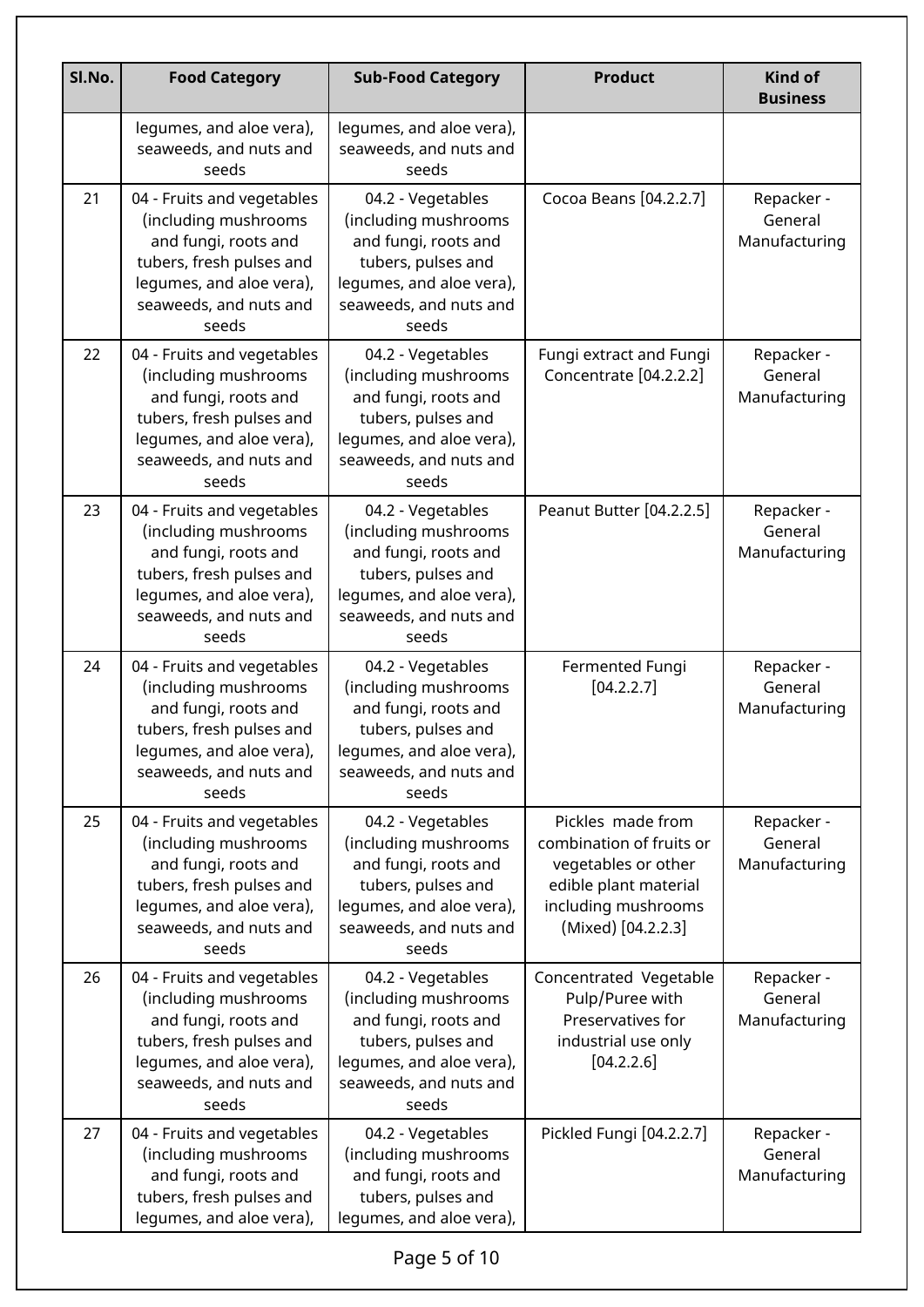| Sl.No. | Food Category | Sub-Food Category | Product | Kind of Business |
|---|---|---|---|---|
| | legumes, and aloe vera), seaweeds, and nuts and seeds | legumes, and aloe vera), seaweeds, and nuts and seeds | | |
| 21 | 04 - Fruits and vegetables (including mushrooms and fungi, roots and tubers, fresh pulses and legumes, and aloe vera), seaweeds, and nuts and seeds | 04.2 - Vegetables (including mushrooms and fungi, roots and tubers, pulses and legumes, and aloe vera), seaweeds, and nuts and seeds | Cocoa Beans [04.2.2.7] | Repacker - General Manufacturing |
| 22 | 04 - Fruits and vegetables (including mushrooms and fungi, roots and tubers, fresh pulses and legumes, and aloe vera), seaweeds, and nuts and seeds | 04.2 - Vegetables (including mushrooms and fungi, roots and tubers, pulses and legumes, and aloe vera), seaweeds, and nuts and seeds | Fungi extract and Fungi Concentrate [04.2.2.2] | Repacker - General Manufacturing |
| 23 | 04 - Fruits and vegetables (including mushrooms and fungi, roots and tubers, fresh pulses and legumes, and aloe vera), seaweeds, and nuts and seeds | 04.2 - Vegetables (including mushrooms and fungi, roots and tubers, pulses and legumes, and aloe vera), seaweeds, and nuts and seeds | Peanut Butter [04.2.2.5] | Repacker - General Manufacturing |
| 24 | 04 - Fruits and vegetables (including mushrooms and fungi, roots and tubers, fresh pulses and legumes, and aloe vera), seaweeds, and nuts and seeds | 04.2 - Vegetables (including mushrooms and fungi, roots and tubers, pulses and legumes, and aloe vera), seaweeds, and nuts and seeds | Fermented Fungi [04.2.2.7] | Repacker - General Manufacturing |
| 25 | 04 - Fruits and vegetables (including mushrooms and fungi, roots and tubers, fresh pulses and legumes, and aloe vera), seaweeds, and nuts and seeds | 04.2 - Vegetables (including mushrooms and fungi, roots and tubers, pulses and legumes, and aloe vera), seaweeds, and nuts and seeds | Pickles made from combination of fruits or vegetables or other edible plant material including mushrooms (Mixed) [04.2.2.3] | Repacker - General Manufacturing |
| 26 | 04 - Fruits and vegetables (including mushrooms and fungi, roots and tubers, fresh pulses and legumes, and aloe vera), seaweeds, and nuts and seeds | 04.2 - Vegetables (including mushrooms and fungi, roots and tubers, pulses and legumes, and aloe vera), seaweeds, and nuts and seeds | Concentrated Vegetable Pulp/Puree with Preservatives for industrial use only [04.2.2.6] | Repacker - General Manufacturing |
| 27 | 04 - Fruits and vegetables (including mushrooms and fungi, roots and tubers, fresh pulses and legumes, and aloe vera), | 04.2 - Vegetables (including mushrooms and fungi, roots and tubers, pulses and legumes, and aloe vera), | Pickled Fungi [04.2.2.7] | Repacker - General Manufacturing |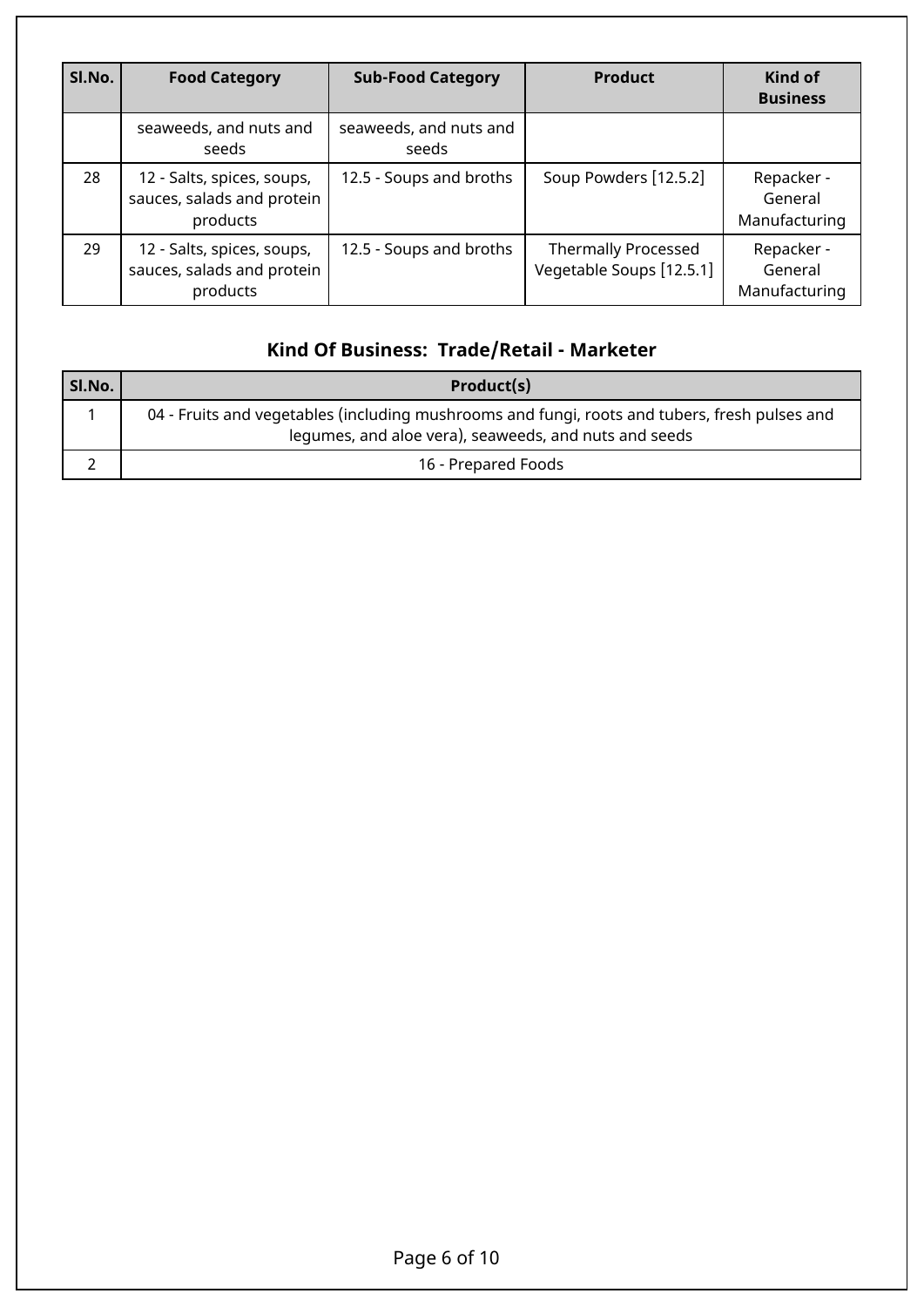| Sl.No. | Food Category | Sub-Food Category | Product | Kind of Business |
|---|---|---|---|---|
| | seaweeds, and nuts and seeds | seaweeds, and nuts and seeds | | |
| 28 | 12 - Salts, spices, soups, sauces, salads and protein products | 12.5 - Soups and broths | Soup Powders [12.5.2] | Repacker - General Manufacturing |
| 29 | 12 - Salts, spices, soups, sauces, salads and protein products | 12.5 - Soups and broths | Thermally Processed Vegetable Soups [12.5.1] | Repacker - General Manufacturing |

### Kind Of Business: Trade/Retail - Marketer

| Sl.No. | Product(s) |
|---|---|
| 1 | 04 - Fruits and vegetables (including mushrooms and fungi, roots and tubers, fresh pulses and legumes, and aloe vera), seaweeds, and nuts and seeds |
| 2 | 16 - Prepared Foods |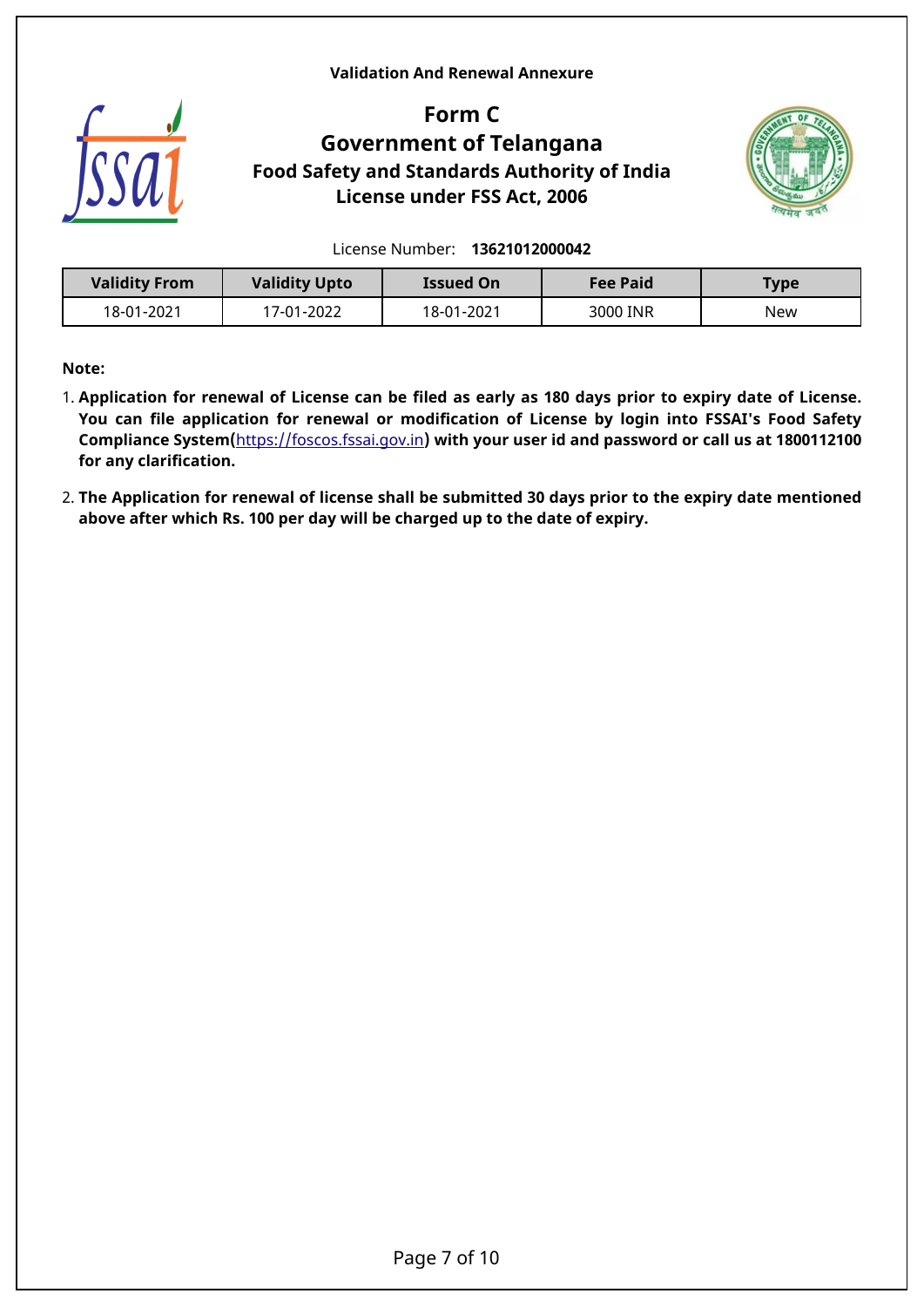**Validation And Renewal Annexure**

# Form C
## Government of Telangana
### Food Safety and Standards Authority of India
### License under FSS Act, 2006

License Number: **13621012000042**

| Validity From | Validity Upto | Issued On | Fee Paid | Type |
|---|---|---|---|---|
| 18-01-2021 | 17-01-2022 | 18-01-2021 | 3000 INR | New |

**Note:**

1. **Application for renewal of License can be filed as early as 180 days prior to expiry date of License. You can file application for renewal or modification of License by login into FSSAI's Food Safety Compliance System(**[https://foscos.fssai.gov.in](https://foscos.fssai.gov.in)**) with your user id and password or call us at 1800112100 for any clarification.**
2. **The Application for renewal of license shall be submitted 30 days prior to the expiry date mentioned above after which Rs. 100 per day will be charged up to the date of expiry.**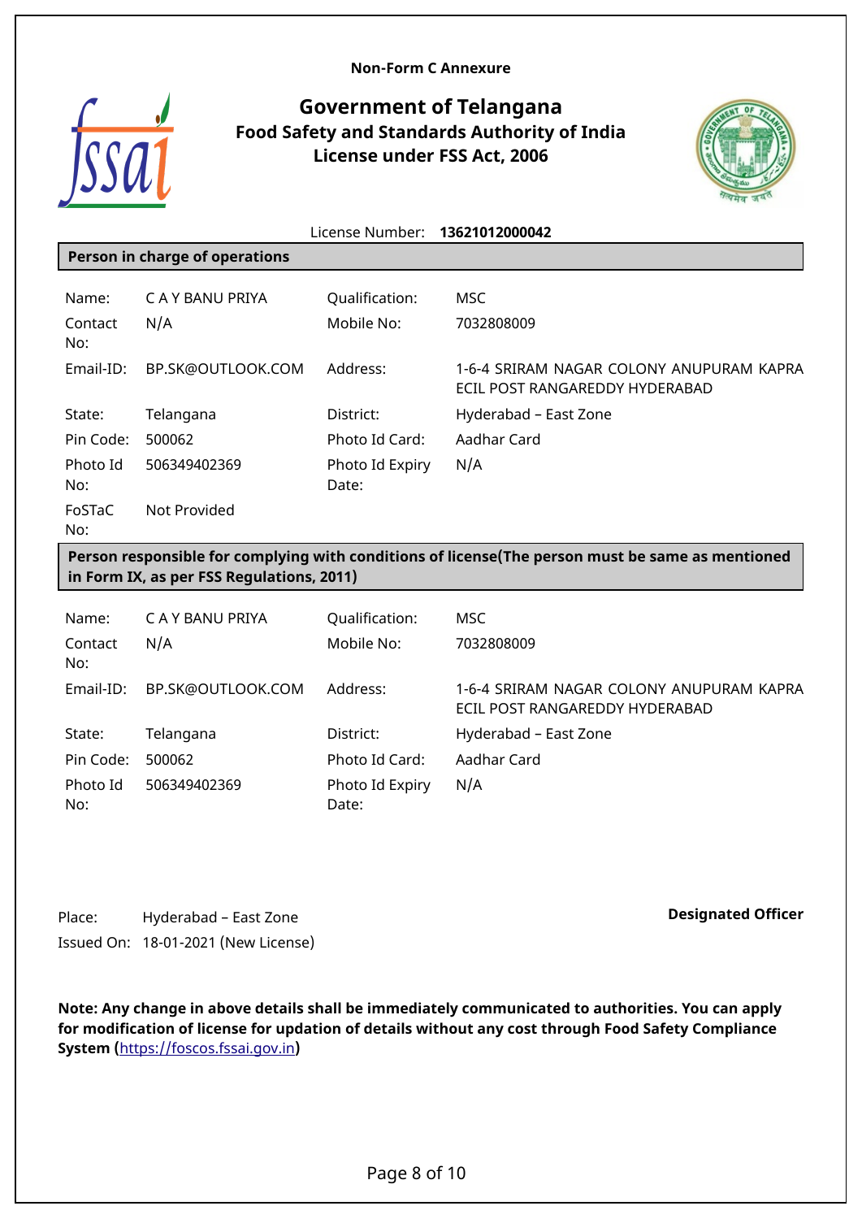**Non-Form C Annexure**

# Government of Telangana

## Food Safety and Standards Authority of India

## License under FSS Act, 2006

License Number: **13621012000042**

### Person in charge of operations

| | | | |
|---|---|---|---|
| Name: | C A Y BANU PRIYA | Qualification: | MSC |
| Contact No: | N/A | Mobile No: | 7032808009 |
| Email-ID: | BP.SK@OUTLOOK.COM | Address: | 1-6-4 SRIRAM NAGAR COLONY ANUPURAM KAPRA ECIL POST RANGAREDDY HYDERABAD |
| State: | Telangana | District: | Hyderabad – East Zone |
| Pin Code: | 500062 | Photo Id Card: | Aadhar Card |
| Photo Id No: | 506349402369 | Photo Id Expiry Date: | N/A |
| FoSTaC No: | Not Provided | | |

### Person responsible for complying with conditions of license(The person must be same as mentioned in Form IX, as per FSS Regulations, 2011)

| | | | |
|---|---|---|---|
| Name: | C A Y BANU PRIYA | Qualification: | MSC |
| Contact No: | N/A | Mobile No: | 7032808009 |
| Email-ID: | BP.SK@OUTLOOK.COM | Address: | 1-6-4 SRIRAM NAGAR COLONY ANUPURAM KAPRA ECIL POST RANGAREDDY HYDERABAD |
| State: | Telangana | District: | Hyderabad – East Zone |
| Pin Code: | 500062 | Photo Id Card: | Aadhar Card |
| Photo Id No: | 506349402369 | Photo Id Expiry Date: | N/A |

Place: Hyderabad – East Zone

Issued On: 18-01-2021 (New License)

**Designated Officer**

**Note: Any change in above details shall be immediately communicated to authorities. You can apply for modification of license for updation of details without any cost through Food Safety Compliance System ([https://foscos.fssai.gov.in](https://foscos.fssai.gov.in))**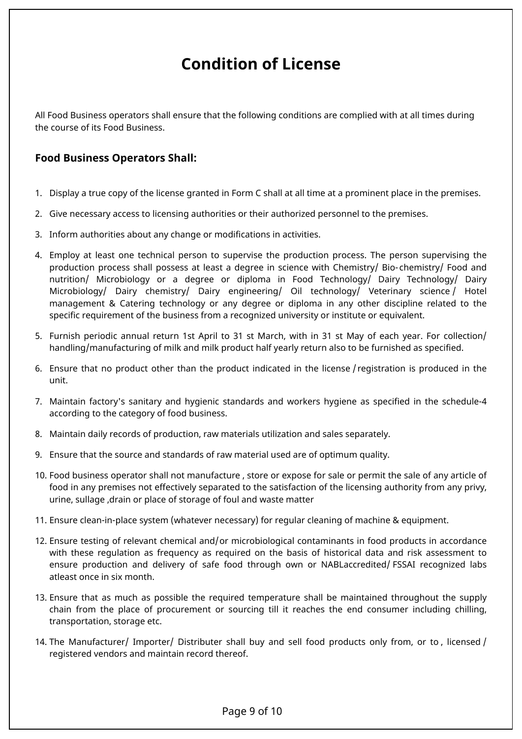# Condition of License

All Food Business operators shall ensure that the following conditions are complied with at all times during the course of its Food Business.

### Food Business Operators Shall:

1. Display a true copy of the license granted in Form C shall at all time at a prominent place in the premises.
2. Give necessary access to licensing authorities or their authorized personnel to the premises.
3. Inform authorities about any change or modifications in activities.
4. Employ at least one technical person to supervise the production process. The person supervising the production process shall possess at least a degree in science with Chemistry/ Bio-chemistry/ Food and nutrition/ Microbiology or a degree or diploma in Food Technology/ Dairy Technology/ Dairy Microbiology/ Dairy chemistry/ Dairy engineering/ Oil technology/ Veterinary science / Hotel management & Catering technology or any degree or diploma in any other discipline related to the specific requirement of the business from a recognized university or institute or equivalent.
5. Furnish periodic annual return 1st April to 31 st March, with in 31 st May of each year. For collection/ handling/manufacturing of milk and milk product half yearly return also to be furnished as specified.
6. Ensure that no product other than the product indicated in the license / registration is produced in the unit.
7. Maintain factory's sanitary and hygienic standards and workers hygiene as specified in the schedule-4 according to the category of food business.
8. Maintain daily records of production, raw materials utilization and sales separately.
9. Ensure that the source and standards of raw material used are of optimum quality.
10. Food business operator shall not manufacture , store or expose for sale or permit the sale of any article of food in any premises not effectively separated to the satisfaction of the licensing authority from any privy, urine, sullage ,drain or place of storage of foul and waste matter
11. Ensure clean-in-place system (whatever necessary) for regular cleaning of machine & equipment.
12. Ensure testing of relevant chemical and/or microbiological contaminants in food products in accordance with these regulation as frequency as required on the basis of historical data and risk assessment to ensure production and delivery of safe food through own or NABLaccredited/ FSSAI recognized labs atleast once in six month.
13. Ensure that as much as possible the required temperature shall be maintained throughout the supply chain from the place of procurement or sourcing till it reaches the end consumer including chilling, transportation, storage etc.
14. The Manufacturer/ Importer/ Distributer shall buy and sell food products only from, or to , licensed / registered vendors and maintain record thereof.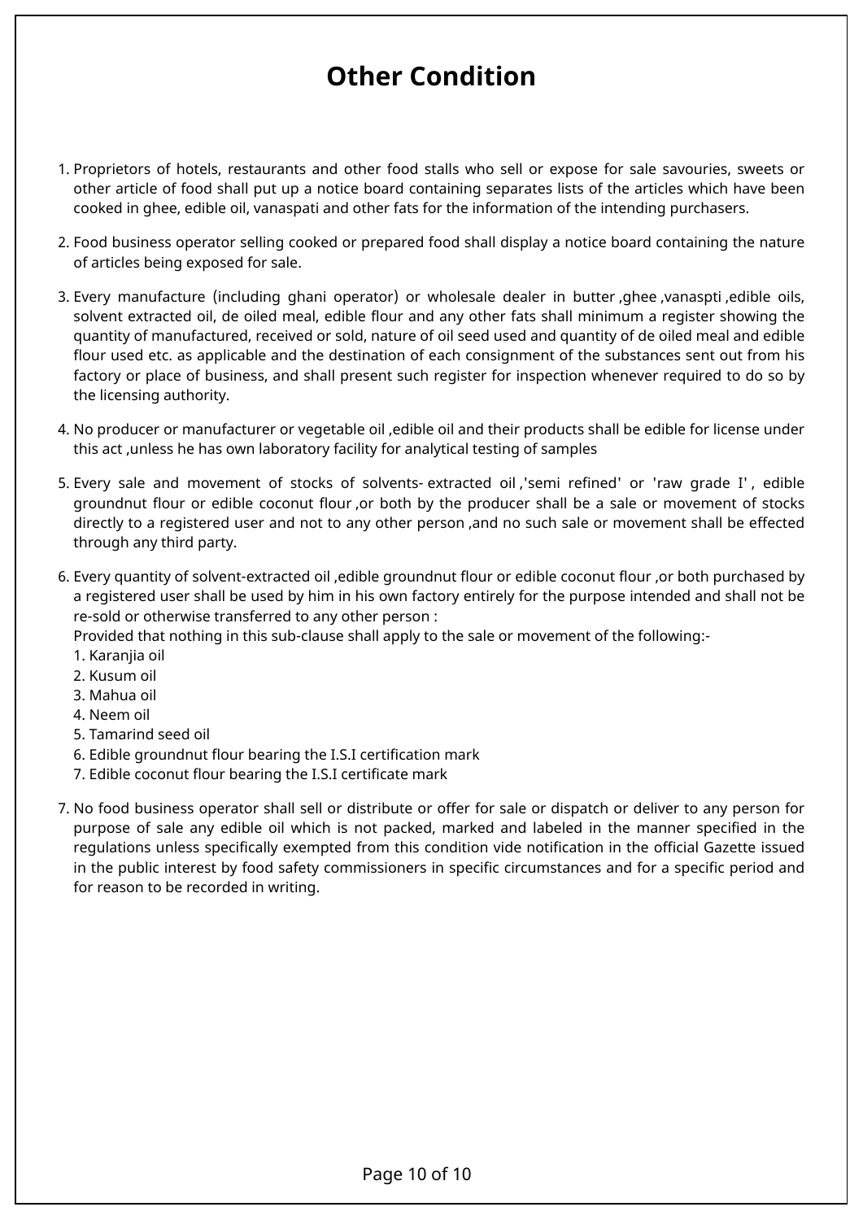# Other Condition

1. Proprietors of hotels, restaurants and other food stalls who sell or expose for sale savouries, sweets or other article of food shall put up a notice board containing separates lists of the articles which have been cooked in ghee, edible oil, vanaspati and other fats for the information of the intending purchasers.
2. Food business operator selling cooked or prepared food shall display a notice board containing the nature of articles being exposed for sale.
3. Every manufacture (including ghani operator) or wholesale dealer in butter ,ghee ,vanaspti ,edible oils, solvent extracted oil, de oiled meal, edible flour and any other fats shall minimum a register showing the quantity of manufactured, received or sold, nature of oil seed used and quantity of de oiled meal and edible flour used etc. as applicable and the destination of each consignment of the substances sent out from his factory or place of business, and shall present such register for inspection whenever required to do so by the licensing authority.
4. No producer or manufacturer or vegetable oil ,edible oil and their products shall be edible for license under this act ,unless he has own laboratory facility for analytical testing of samples
5. Every sale and movement of stocks of solvents- extracted oil ,'semi refined' or 'raw grade I' , edible groundnut flour or edible coconut flour ,or both by the producer shall be a sale or movement of stocks directly to a registered user and not to any other person ,and no such sale or movement shall be effected through any third party.
6. Every quantity of solvent-extracted oil ,edible groundnut flour or edible coconut flour ,or both purchased by a registered user shall be used by him in his own factory entirely for the purpose intended and shall not be re-sold or otherwise transferred to any other person :
   Provided that nothing in this sub-clause shall apply to the sale or movement of the following:-
   1. Karanjia oil
   2. Kusum oil
   3. Mahua oil
   4. Neem oil
   5. Tamarind seed oil
   6. Edible groundnut flour bearing the I.S.I certification mark
   7. Edible coconut flour bearing the I.S.I certificate mark
7. No food business operator shall sell or distribute or offer for sale or dispatch or deliver to any person for purpose of sale any edible oil which is not packed, marked and labeled in the manner specified in the regulations unless specifically exempted from this condition vide notification in the official Gazette issued in the public interest by food safety commissioners in specific circumstances and for a specific period and for reason to be recorded in writing.